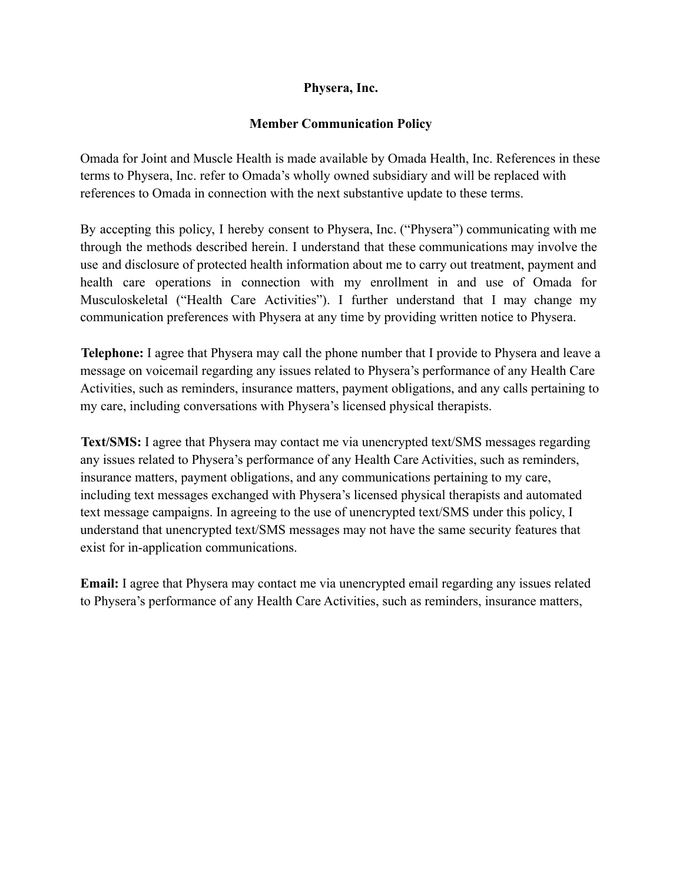**Physera, Inc.**

**Member Communication Policy**

Omada for Joint and Muscle Health is made available by Omada Health, Inc. References in these terms to Physera, Inc. refer to Omada's wholly owned subsidiary and will be replaced with references to Omada in connection with the next substantive update to these terms.

By accepting this policy, I hereby consent to Physera, Inc. ("Physera") communicating with me through the methods described herein. I understand that these communications may involve the use and disclosure of protected health information about me to carry out treatment, payment and health care operations in connection with my enrollment in and use of Omada for Musculoskeletal ("Health Care Activities"). I further understand that I may change my communication preferences with Physera at any time by providing written notice to Physera.

**Telephone:** I agree that Physera may call the phone number that I provide to Physera and leave a message on voicemail regarding any issues related to Physera's performance of any Health Care Activities, such as reminders, insurance matters, payment obligations, and any calls pertaining to my care, including conversations with Physera's licensed physical therapists.

**Text/SMS:** I agree that Physera may contact me via unencrypted text/SMS messages regarding any issues related to Physera's performance of any Health Care Activities, such as reminders, insurance matters, payment obligations, and any communications pertaining to my care, including text messages exchanged with Physera's licensed physical therapists and automated text message campaigns. In agreeing to the use of unencrypted text/SMS under this policy, I understand that unencrypted text/SMS messages may not have the same security features that exist for in-application communications.

**Email:** I agree that Physera may contact me via unencrypted email regarding any issues related to Physera's performance of any Health Care Activities, such as reminders, insurance matters,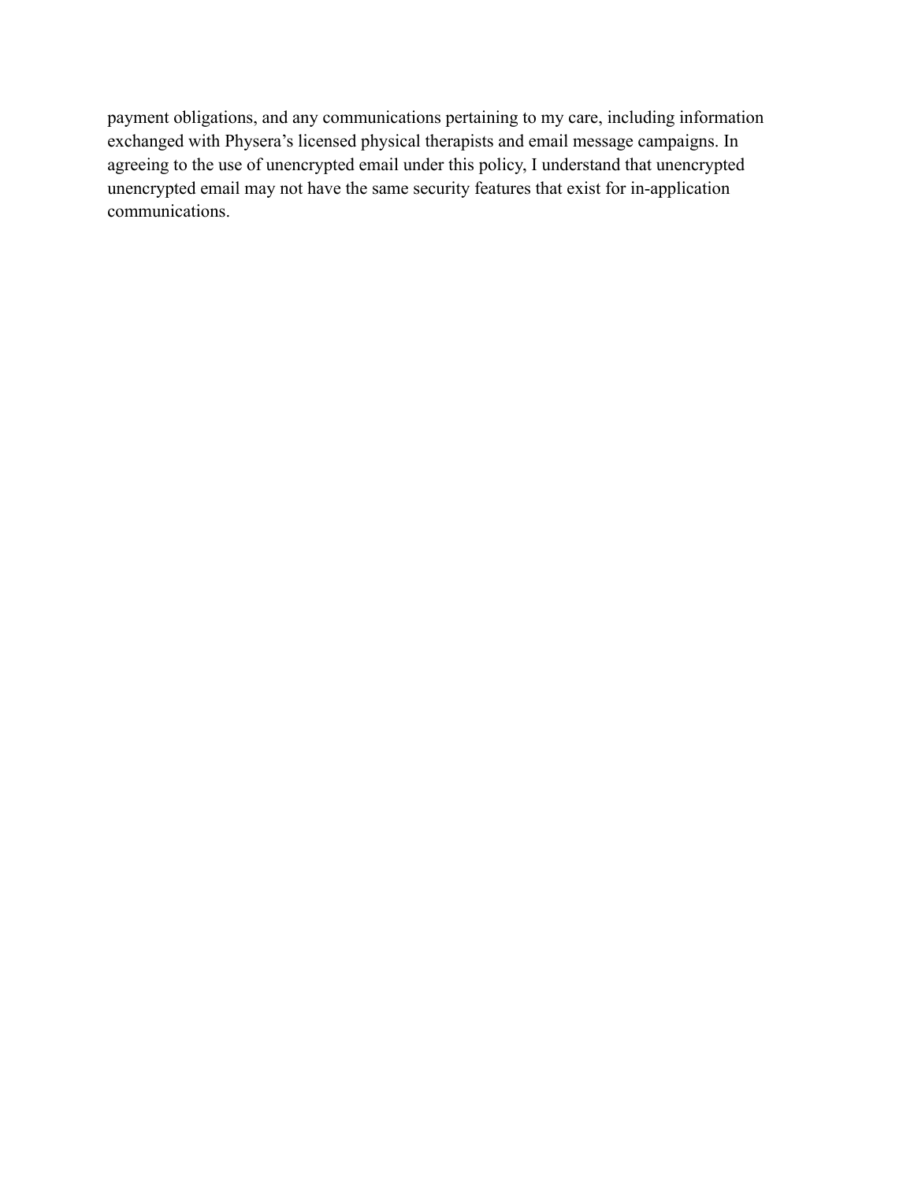payment obligations, and any communications pertaining to my care, including information exchanged with Physera's licensed physical therapists and email message campaigns. In agreeing to the use of unencrypted email under this policy, I understand that unencrypted unencrypted email may not have the same security features that exist for in-application communications.